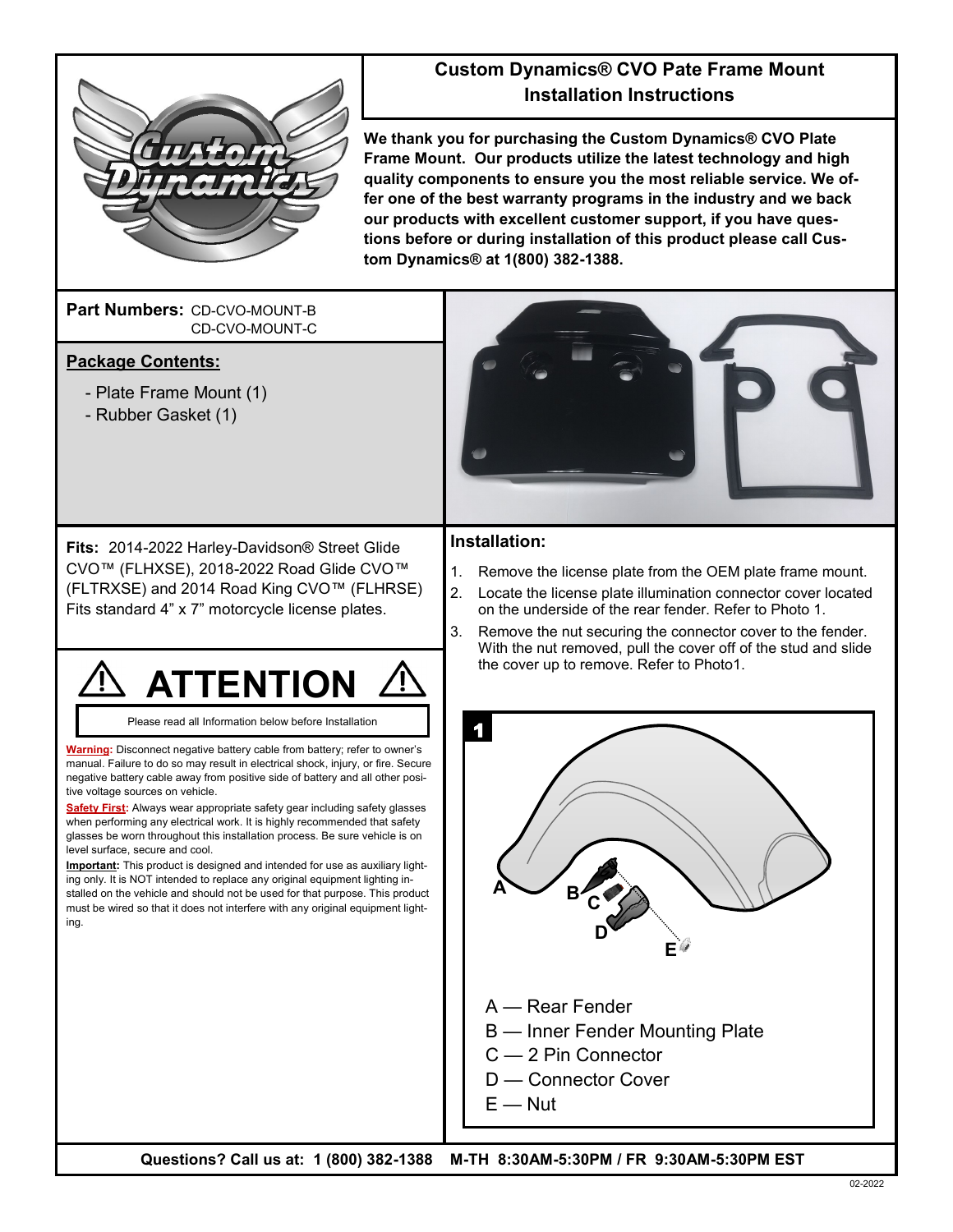# Custom Dynamics® CVO Pate Frame Mount Installation Instructions

**We thank you for purchasing the Custom Dynamics® CVO Plate Frame Mount. Our products utilize the latest technology and high quality components to ensure you the most reliable service. We offer one of the best warranty programs in the industry and we back our products with excellent customer support, if you have questions before or during installation of this product please call Custom Dynamics® at 1(800) 382-1388.**

**Part Numbers:** CD-CVO-MOUNT-B
CD-CVO-MOUNT-C

**Package Contents:**

- Plate Frame Mount (1)
- Rubber Gasket (1)

**Fits:** 2014-2022 Harley-Davidson® Street Glide CVO™ (FLHXSE), 2018-2022 Road Glide CVO™ (FLTRXSE) and 2014 Road King CVO™ (FLHRSE) Fits standard 4" x 7" motorcycle license plates.

## ⚠ ATTENTION ⚠

Please read all Information below before Installation

**Warning:** Disconnect negative battery cable from battery; refer to owner's manual. Failure to do so may result in electrical shock, injury, or fire. Secure negative battery cable away from positive side of battery and all other positive voltage sources on vehicle.

**Safety First:** Always wear appropriate safety gear including safety glasses when performing any electrical work. It is highly recommended that safety glasses be worn throughout this installation process. Be sure vehicle is on level surface, secure and cool.

**Important:** This product is designed and intended for use as auxiliary lighting only. It is NOT intended to replace any original equipment lighting installed on the vehicle and should not be used for that purpose. This product must be wired so that it does not interfere with any original equipment lighting.

### Installation:

1. Remove the license plate from the OEM plate frame mount.
2. Locate the license plate illumination connector cover located on the underside of the rear fender. Refer to Photo 1.
3. Remove the nut securing the connector cover to the fender. With the nut removed, pull the cover off of the stud and slide the cover up to remove. Refer to Photo1.

1

A — Rear Fender
B — Inner Fender Mounting Plate
C — 2 Pin Connector
D — Connector Cover
E — Nut

**Questions? Call us at: 1 (800) 382-1388 M-TH 8:30AM-5:30PM / FR 9:30AM-5:30PM EST**

02-2022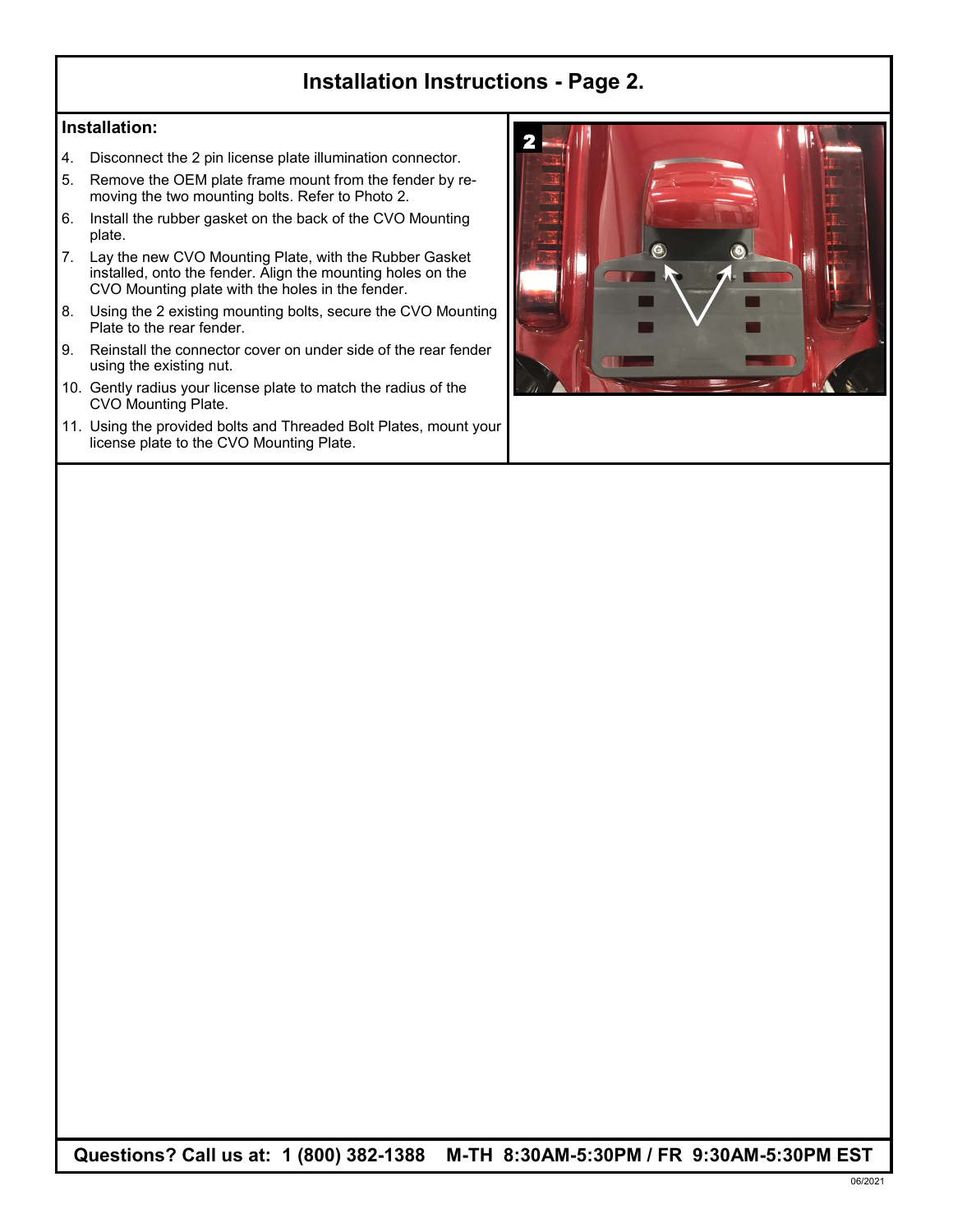# Installation Instructions - Page 2.

## Installation:

4. Disconnect the 2 pin license plate illumination connector.
5. Remove the OEM plate frame mount from the fender by removing the two mounting bolts. Refer to Photo 2.
6. Install the rubber gasket on the back of the CVO Mounting plate.
7. Lay the new CVO Mounting Plate, with the Rubber Gasket installed, onto the fender. Align the mounting holes on the CVO Mounting plate with the holes in the fender.
8. Using the 2 existing mounting bolts, secure the CVO Mounting Plate to the rear fender.
9. Reinstall the connector cover on under side of the rear fender using the existing nut.
10. Gently radius your license plate to match the radius of the CVO Mounting Plate.
11. Using the provided bolts and Threaded Bolt Plates, mount your license plate to the CVO Mounting Plate.

2

**Questions? Call us at: 1 (800) 382-1388 M-TH 8:30AM-5:30PM / FR 9:30AM-5:30PM EST**

06/2021